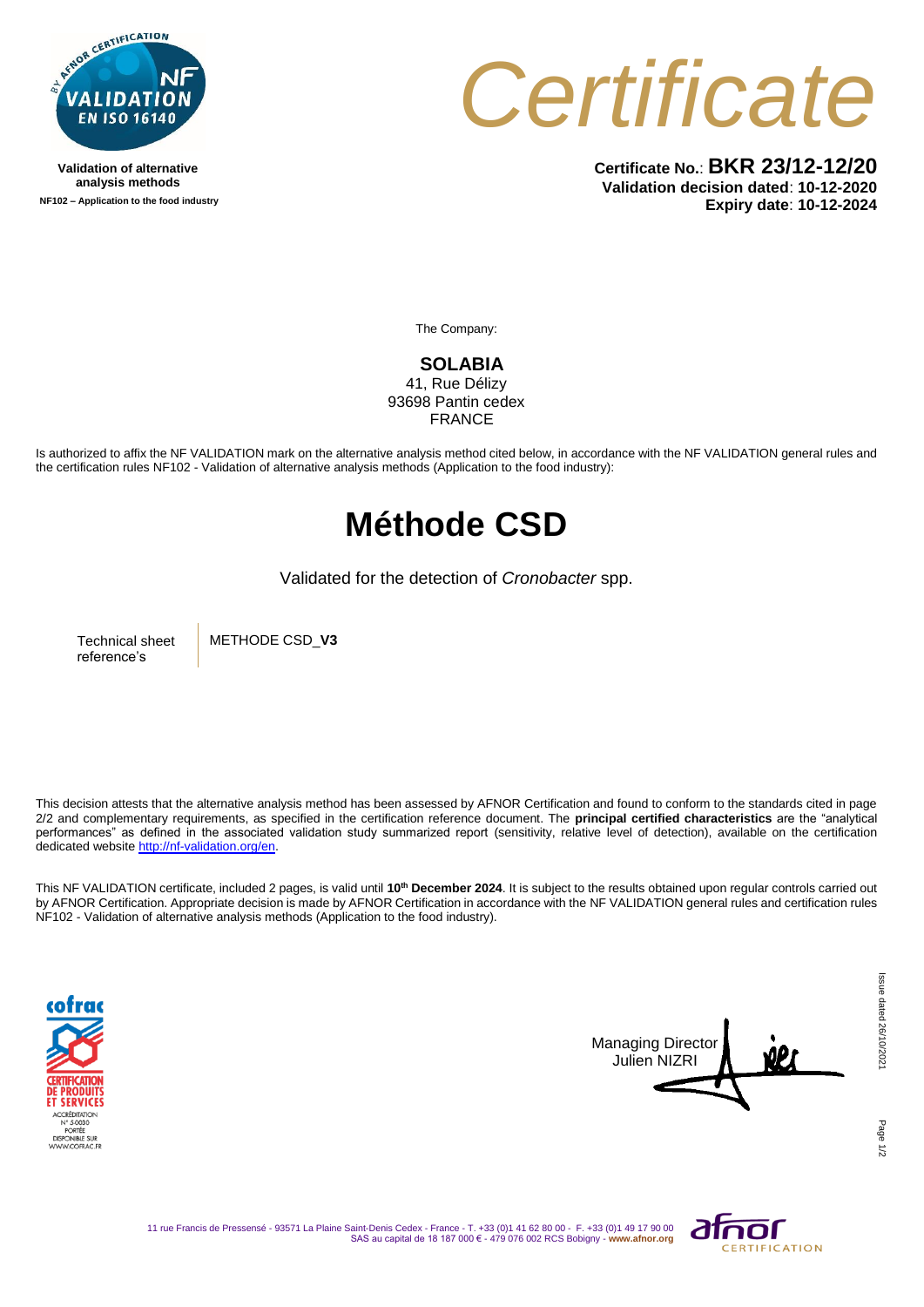Validation of alternative analysis methods

NF102 – Application to the food industry

# Certificate

**Certificate No.**: **BKR 23/12-12/20**
**Validation decision dated**: **10-12-2020**
**Expiry date**: **10-12-2024**

The Company:

**SOLABIA**
41, Rue Délizy
93698 Pantin cedex
FRANCE

Is authorized to affix the NF VALIDATION mark on the alternative analysis method cited below, in accordance with the NF VALIDATION general rules and the certification rules NF102 - Validation of alternative analysis methods (Application to the food industry):

# Méthode CSD

Validated for the detection of *Cronobacter* spp.

| Technical sheet reference's | METHODE CSD_**V3** |
|---|---|

This decision attests that the alternative analysis method has been assessed by AFNOR Certification and found to conform to the standards cited in page 2/2 and complementary requirements, as specified in the certification reference document. The **principal certified characteristics** are the "analytical performances" as defined in the associated validation study summarized report (sensitivity, relative level of detection), available on the certification dedicated website http://nf-validation.org/en.

This NF VALIDATION certificate, included 2 pages, is valid until **10th December 2024**. It is subject to the results obtained upon regular controls carried out by AFNOR Certification. Appropriate decision is made by AFNOR Certification in accordance with the NF VALIDATION general rules and certification rules NF102 - Validation of alternative analysis methods (Application to the food industry).

COFRAC CERTIFICATION DE PRODUITS ET SERVICES
ACCRÉDITATION N° 5-0030
PORTÉE DISPONIBLE SUR WWW.COFRAC.FR

Managing Director
Julien NIZRI

Issue dated 26/10/2021

11 rue Francis de Pressensé - 93571 La Plaine Saint-Denis Cedex - France - T. +33 (0)1 41 62 80 00 - F. +33 (0)1 49 17 90 00
SAS au capital de 18 187 000 € - 479 076 002 RCS Bobigny - **www.afnor.org**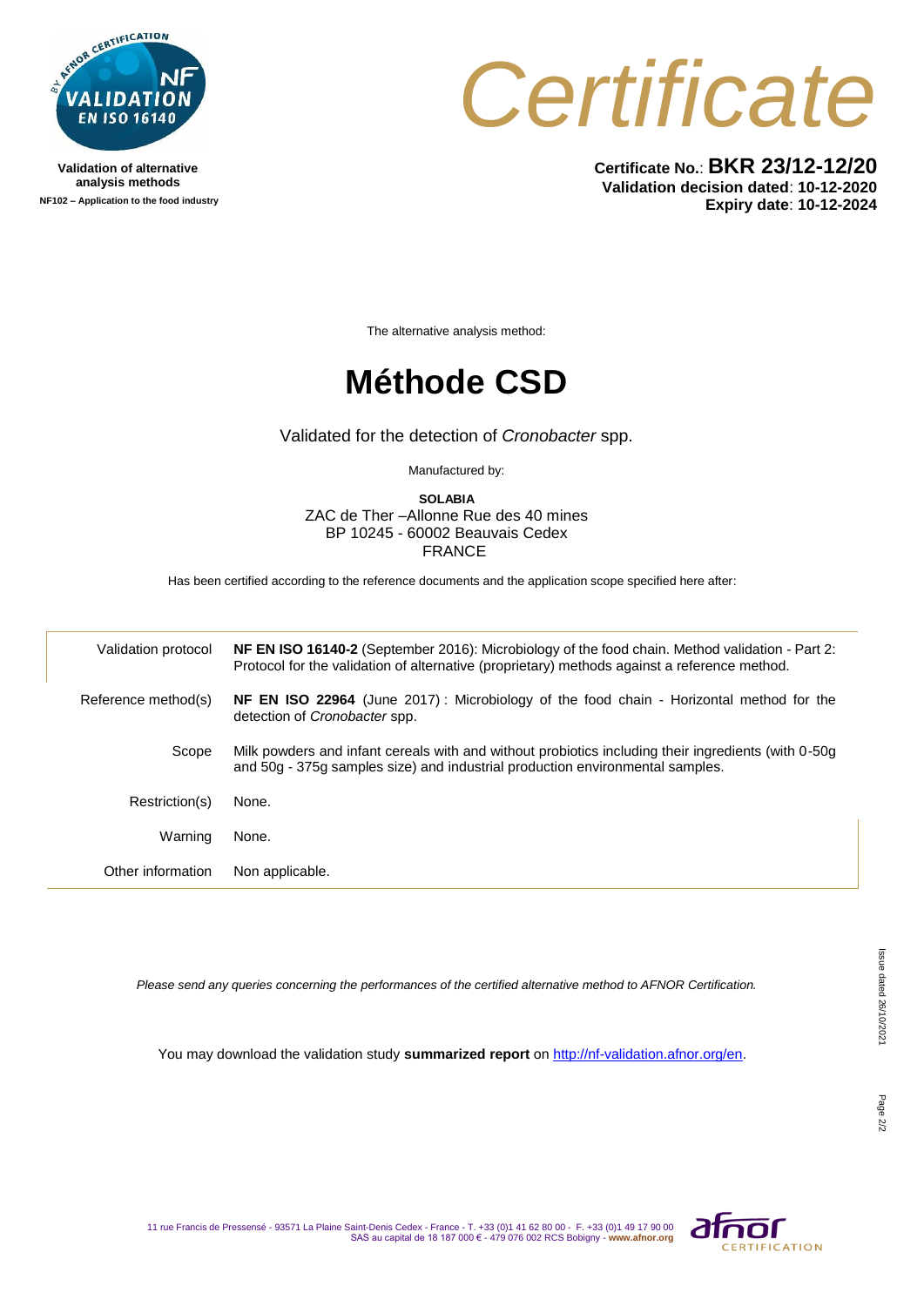Validation of alternative analysis methods

NF102 – Application to the food industry

# Certificate

**Certificate No.**: **BKR 23/12-12/20**
**Validation decision dated**: **10-12-2020**
**Expiry date**: **10-12-2024**

The alternative analysis method:

# Méthode CSD

Validated for the detection of *Cronobacter* spp.

Manufactured by:

**SOLABIA**
ZAC de Ther –Allonne Rue des 40 mines
BP 10245 - 60002 Beauvais Cedex
FRANCE

Has been certified according to the reference documents and the application scope specified here after:

| | |
|---|---|
| Validation protocol | **NF EN ISO 16140-2** (September 2016): Microbiology of the food chain. Method validation - Part 2: Protocol for the validation of alternative (proprietary) methods against a reference method. |
| Reference method(s) | **NF EN ISO 22964** (June 2017) : Microbiology of the food chain - Horizontal method for the detection of *Cronobacter* spp. |
| Scope | Milk powders and infant cereals with and without probiotics including their ingredients (with 0-50g and 50g - 375g samples size) and industrial production environmental samples. |
| Restriction(s) | None. |
| Warning | None. |
| Other information | Non applicable. |

*Please send any queries concerning the performances of the certified alternative method to AFNOR Certification.*

You may download the validation study **summarized report** on http://nf-validation.afnor.org/en.

Issue dated 26/10/2021

11 rue Francis de Pressensé - 93571 La Plaine Saint-Denis Cedex - France - T. +33 (0)1 41 62 80 00 - F. +33 (0)1 49 17 90 00
SAS au capital de 18 187 000 € - 479 076 002 RCS Bobigny - **www.afnor.org**